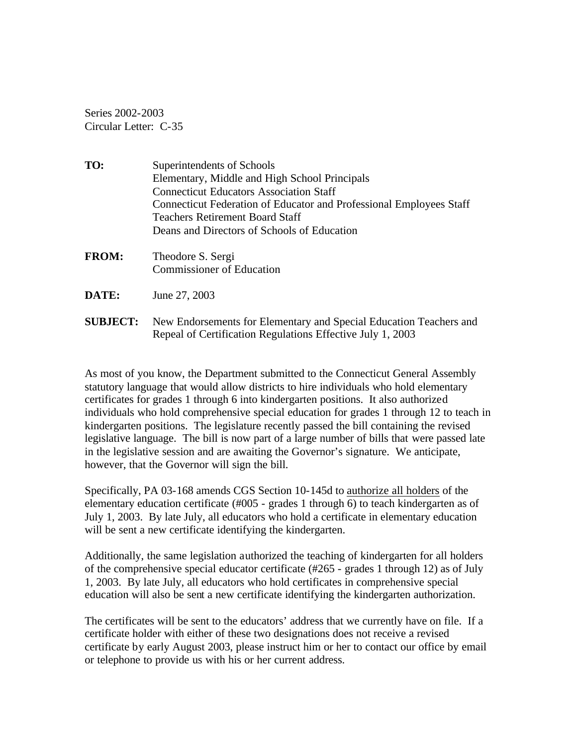Series 2002-2003
Circular Letter: C-35

**TO:** Superintendents of Schools
Elementary, Middle and High School Principals
Connecticut Educators Association Staff
Connecticut Federation of Educator and Professional Employees Staff
Teachers Retirement Board Staff
Deans and Directors of Schools of Education

**FROM:** Theodore S. Sergi
Commissioner of Education

**DATE:** June 27, 2003

**SUBJECT:** New Endorsements for Elementary and Special Education Teachers and Repeal of Certification Regulations Effective July 1, 2003

As most of you know, the Department submitted to the Connecticut General Assembly statutory language that would allow districts to hire individuals who hold elementary certificates for grades 1 through 6 into kindergarten positions. It also authorized individuals who hold comprehensive special education for grades 1 through 12 to teach in kindergarten positions. The legislature recently passed the bill containing the revised legislative language. The bill is now part of a large number of bills that were passed late in the legislative session and are awaiting the Governor's signature. We anticipate, however, that the Governor will sign the bill.

Specifically, PA 03-168 amends CGS Section 10-145d to <u>authorize all holders</u> of the elementary education certificate (#005 - grades 1 through 6) to teach kindergarten as of July 1, 2003. By late July, all educators who hold a certificate in elementary education will be sent a new certificate identifying the kindergarten.

Additionally, the same legislation authorized the teaching of kindergarten for all holders of the comprehensive special educator certificate (#265 - grades 1 through 12) as of July 1, 2003. By late July, all educators who hold certificates in comprehensive special education will also be sent a new certificate identifying the kindergarten authorization.

The certificates will be sent to the educators' address that we currently have on file. If a certificate holder with either of these two designations does not receive a revised certificate by early August 2003, please instruct him or her to contact our office by email or telephone to provide us with his or her current address.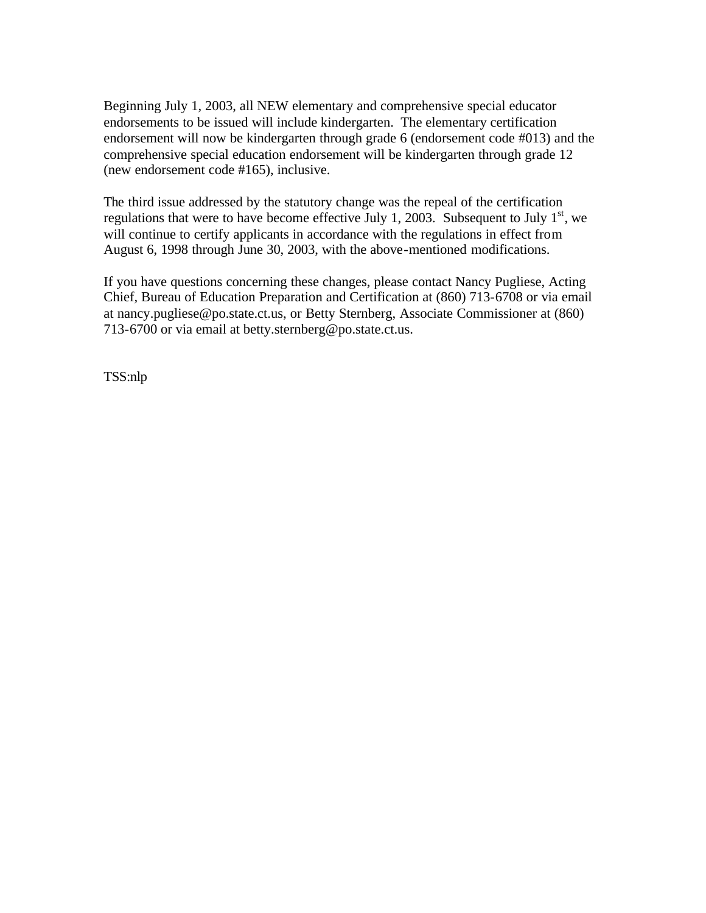Beginning July 1, 2003, all NEW elementary and comprehensive special educator endorsements to be issued will include kindergarten. The elementary certification endorsement will now be kindergarten through grade 6 (endorsement code #013) and the comprehensive special education endorsement will be kindergarten through grade 12 (new endorsement code #165), inclusive.

The third issue addressed by the statutory change was the repeal of the certification regulations that were to have become effective July 1, 2003. Subsequent to July 1st, we will continue to certify applicants in accordance with the regulations in effect from August 6, 1998 through June 30, 2003, with the above-mentioned modifications.

If you have questions concerning these changes, please contact Nancy Pugliese, Acting Chief, Bureau of Education Preparation and Certification at (860) 713-6708 or via email at nancy.pugliese@po.state.ct.us, or Betty Sternberg, Associate Commissioner at (860) 713-6700 or via email at betty.sternberg@po.state.ct.us.

TSS:nlp